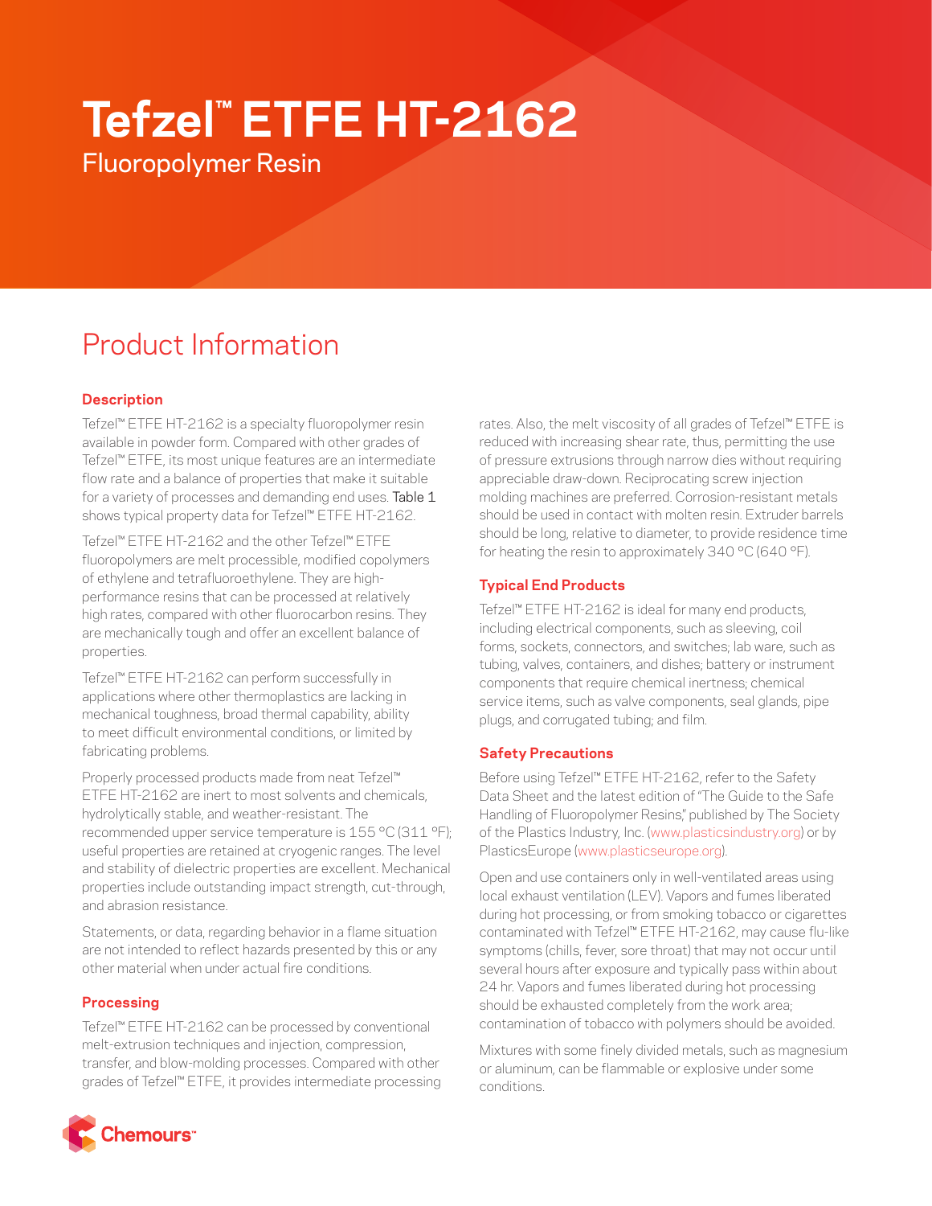# Tefzel™ ETFE HT-2162

Fluoropolymer Resin

## Product Information

### Description

Tefzel™ ETFE HT-2162 is a specialty fluoropolymer resin available in powder form. Compared with other grades of Tefzel™ ETFE, its most unique features are an intermediate flow rate and a balance of properties that make it suitable for a variety of processes and demanding end uses. Table 1 shows typical property data for Tefzel™ ETFE HT-2162.

Tefzel™ ETFE HT-2162 and the other Tefzel™ ETFE fluoropolymers are melt processible, modified copolymers of ethylene and tetrafluoroethylene. They are high-performance resins that can be processed at relatively high rates, compared with other fluorocarbon resins. They are mechanically tough and offer an excellent balance of properties.

Tefzel™ ETFE HT-2162 can perform successfully in applications where other thermoplastics are lacking in mechanical toughness, broad thermal capability, ability to meet difficult environmental conditions, or limited by fabricating problems.

Properly processed products made from neat Tefzel™ ETFE HT-2162 are inert to most solvents and chemicals, hydrolytically stable, and weather-resistant. The recommended upper service temperature is 155 °C (311 °F); useful properties are retained at cryogenic ranges. The level and stability of dielectric properties are excellent. Mechanical properties include outstanding impact strength, cut-through, and abrasion resistance.

Statements, or data, regarding behavior in a flame situation are not intended to reflect hazards presented by this or any other material when under actual fire conditions.

### Processing

Tefzel™ ETFE HT-2162 can be processed by conventional melt-extrusion techniques and injection, compression, transfer, and blow-molding processes. Compared with other grades of Tefzel™ ETFE, it provides intermediate processing rates. Also, the melt viscosity of all grades of Tefzel™ ETFE is reduced with increasing shear rate, thus, permitting the use of pressure extrusions through narrow dies without requiring appreciable draw-down. Reciprocating screw injection molding machines are preferred. Corrosion-resistant metals should be used in contact with molten resin. Extruder barrels should be long, relative to diameter, to provide residence time for heating the resin to approximately 340 °C (640 °F).

### Typical End Products

Tefzel™ ETFE HT-2162 is ideal for many end products, including electrical components, such as sleeving, coil forms, sockets, connectors, and switches; lab ware, such as tubing, valves, containers, and dishes; battery or instrument components that require chemical inertness; chemical service items, such as valve components, seal glands, pipe plugs, and corrugated tubing; and film.

### Safety Precautions

Before using Tefzel™ ETFE HT-2162, refer to the Safety Data Sheet and the latest edition of "The Guide to the Safe Handling of Fluoropolymer Resins," published by The Society of the Plastics Industry, Inc. (www.plasticsindustry.org) or by PlasticsEurope (www.plasticseurope.org).

Open and use containers only in well-ventilated areas using local exhaust ventilation (LEV). Vapors and fumes liberated during hot processing, or from smoking tobacco or cigarettes contaminated with Tefzel™ ETFE HT-2162, may cause flu-like symptoms (chills, fever, sore throat) that may not occur until several hours after exposure and typically pass within about 24 hr. Vapors and fumes liberated during hot processing should be exhausted completely from the work area; contamination of tobacco with polymers should be avoided.

Mixtures with some finely divided metals, such as magnesium or aluminum, can be flammable or explosive under some conditions.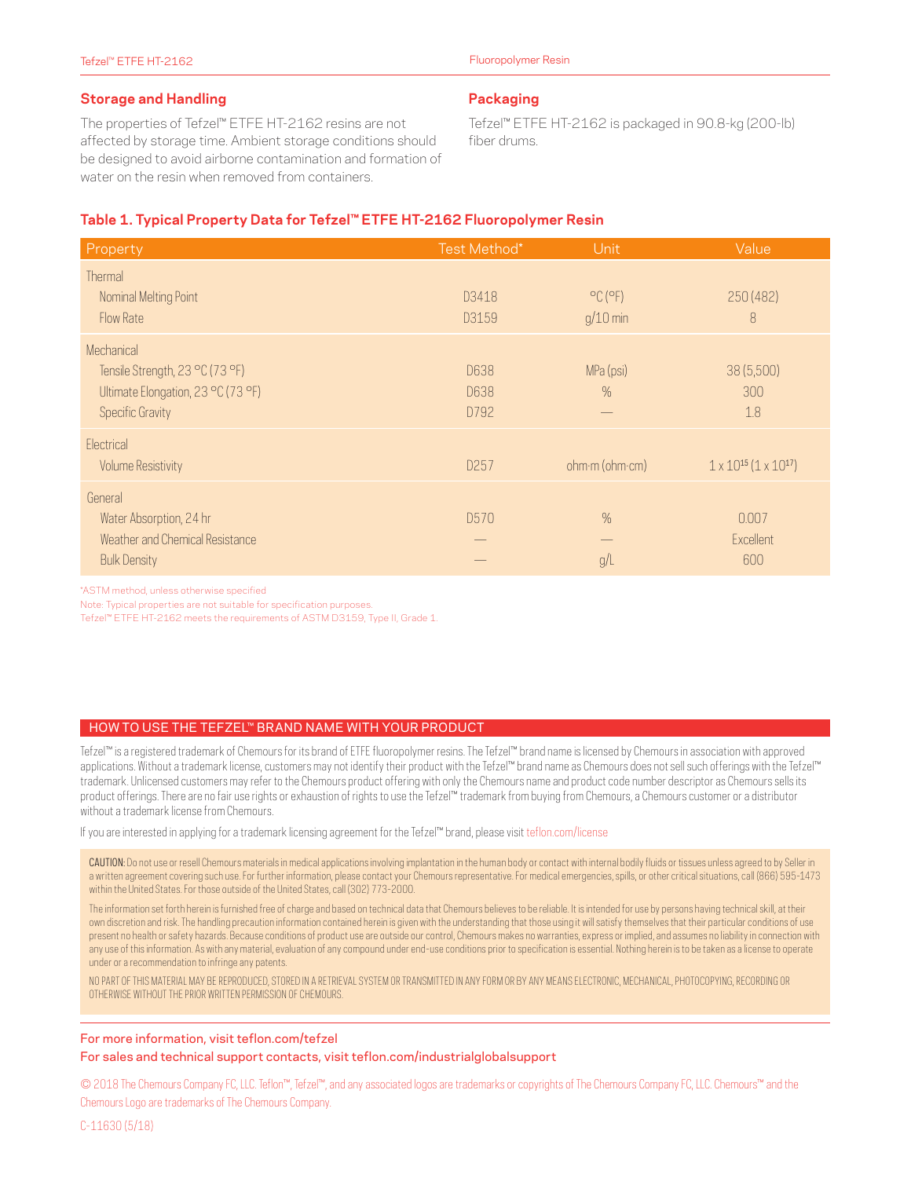## Storage and Handling

The properties of Tefzel™ ETFE HT-2162 resins are not affected by storage time. Ambient storage conditions should be designed to avoid airborne contamination and formation of water on the resin when removed from containers.

## Packaging

Tefzel™ ETFE HT-2162 is packaged in 90.8-kg (200-lb) fiber drums.

### Table 1. Typical Property Data for Tefzel™ ETFE HT-2162 Fluoropolymer Resin

| Property | Test Method* | Unit | Value |
|---|---|---|---|
| **Thermal** | | | |
| Nominal Melting Point | D3418 | °C (°F) | 250 (482) |
| Flow Rate | D3159 | g/10 min | 8 |
| **Mechanical** | | | |
| Tensile Strength, 23 °C (73 °F) | D638 | MPa (psi) | 38 (5,500) |
| Ultimate Elongation, 23 °C (73 °F) | D638 | % | 300 |
| Specific Gravity | D792 | — | 1.8 |
| **Electrical** | | | |
| Volume Resistivity | D257 | ohm·m (ohm·cm) | $1 \times 10^{15}$ ($1 \times 10^{17}$) |
| **General** | | | |
| Water Absorption, 24 hr | D570 | % | 0.007 |
| Weather and Chemical Resistance | — | — | Excellent |
| Bulk Density | — | g/L | 600 |

*ASTM method, unless otherwise specified

Note: Typical properties are not suitable for specification purposes.

Tefzel™ ETFE HT-2162 meets the requirements of ASTM D3159, Type II, Grade 1.

## HOW TO USE THE TEFZEL™ BRAND NAME WITH YOUR PRODUCT

Tefzel™ is a registered trademark of Chemours for its brand of ETFE fluoropolymer resins. The Tefzel™ brand name is licensed by Chemours in association with approved applications. Without a trademark license, customers may not identify their product with the Tefzel™ brand name as Chemours does not sell such offerings with the Tefzel™ trademark. Unlicensed customers may refer to the Chemours product offering with only the Chemours name and product code number descriptor as Chemours sells its product offerings. There are no fair use rights or exhaustion of rights to use the Tefzel™ trademark from buying from Chemours, a Chemours customer or a distributor without a trademark license from Chemours.

If you are interested in applying for a trademark licensing agreement for the Tefzel™ brand, please visit teflon.com/license

CAUTION: Do not use or resell Chemours materials in medical applications involving implantation in the human body or contact with internal bodily fluids or tissues unless agreed to by Seller in a written agreement covering such use. For further information, please contact your Chemours representative. For medical emergencies, spills, or other critical situations, call (866) 595-1473 within the United States. For those outside of the United States, call (302) 773-2000.

The information set forth herein is furnished free of charge and based on technical data that Chemours believes to be reliable. It is intended for use by persons having technical skill, at their own discretion and risk. The handling precaution information contained herein is given with the understanding that those using it will satisfy themselves that their particular conditions of use present no health or safety hazards. Because conditions of product use are outside our control, Chemours makes no warranties, express or implied, and assumes no liability in connection with any use of this information. As with any material, evaluation of any compound under end-use conditions prior to specification is essential. Nothing herein is to be taken as a license to operate under or a recommendation to infringe any patents.

NO PART OF THIS MATERIAL MAY BE REPRODUCED, STORED IN A RETRIEVAL SYSTEM OR TRANSMITTED IN ANY FORM OR BY ANY MEANS ELECTRONIC, MECHANICAL, PHOTOCOPYING, RECORDING OR OTHERWISE WITHOUT THE PRIOR WRITTEN PERMISSION OF CHEMOURS.

For more information, visit teflon.com/tefzel

For sales and technical support contacts, visit teflon.com/industrialglobalsupport

© 2018 The Chemours Company FC, LLC. Teflon™, Tefzel™, and any associated logos are trademarks or copyrights of The Chemours Company FC, LLC. Chemours™ and the Chemours Logo are trademarks of The Chemours Company.

C-11630 (5/18)